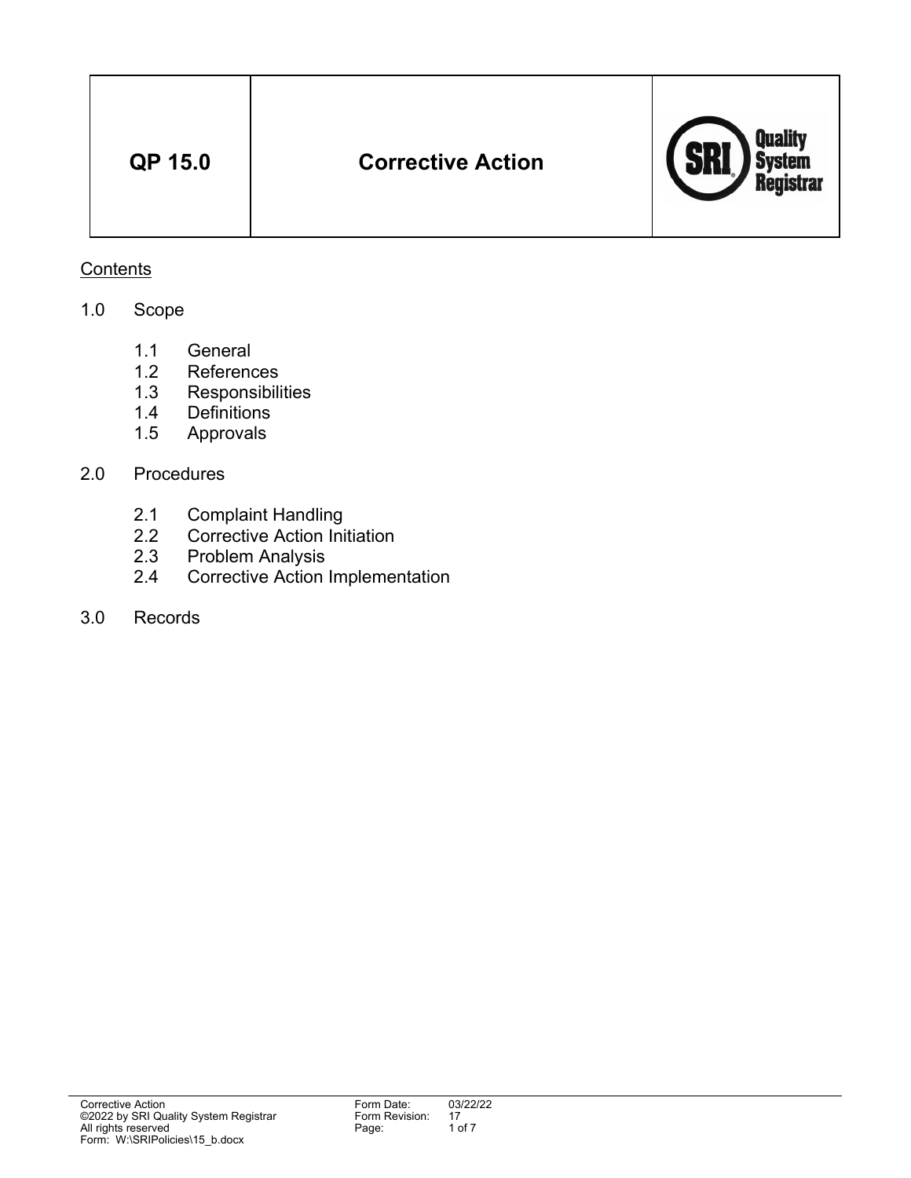| QP 15.0 | Corrective Action | SRI Quality System Registrar |
|---|---|---|

Contents

1.0 Scope

- 1.1 General
- 1.2 References
- 1.3 Responsibilities
- 1.4 Definitions
- 1.5 Approvals

2.0 Procedures

- 2.1 Complaint Handling
- 2.2 Corrective Action Initiation
- 2.3 Problem Analysis
- 2.4 Corrective Action Implementation

3.0 Records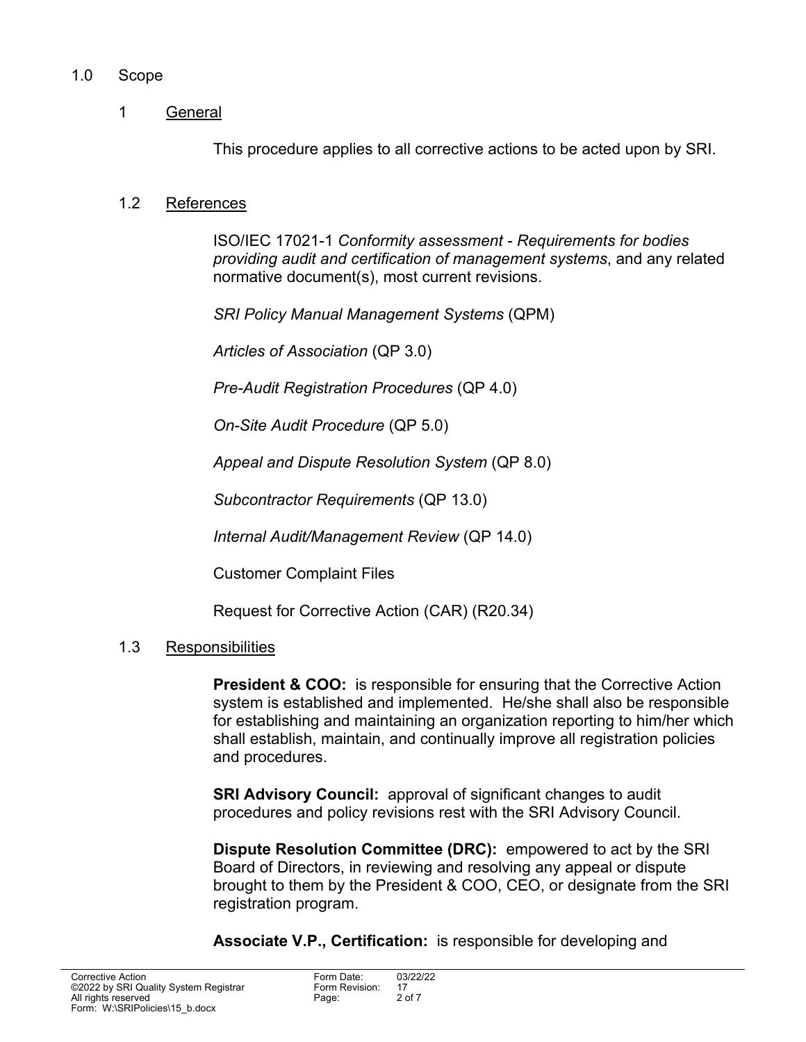## 1.0 Scope

### 1 General

This procedure applies to all corrective actions to be acted upon by SRI.

### 1.2 References

ISO/IEC 17021-1 *Conformity assessment - Requirements for bodies providing audit and certification of management systems*, and any related normative document(s), most current revisions.

*SRI Policy Manual Management Systems* (QPM)

*Articles of Association* (QP 3.0)

*Pre-Audit Registration Procedures* (QP 4.0)

*On-Site Audit Procedure* (QP 5.0)

*Appeal and Dispute Resolution System* (QP 8.0)

*Subcontractor Requirements* (QP 13.0)

*Internal Audit/Management Review* (QP 14.0)

Customer Complaint Files

Request for Corrective Action (CAR) (R20.34)

### 1.3 Responsibilities

**President & COO:** is responsible for ensuring that the Corrective Action system is established and implemented. He/she shall also be responsible for establishing and maintaining an organization reporting to him/her which shall establish, maintain, and continually improve all registration policies and procedures.

**SRI Advisory Council:** approval of significant changes to audit procedures and policy revisions rest with the SRI Advisory Council.

**Dispute Resolution Committee (DRC):** empowered to act by the SRI Board of Directors, in reviewing and resolving any appeal or dispute brought to them by the President & COO, CEO, or designate from the SRI registration program.

**Associate V.P., Certification:** is responsible for developing and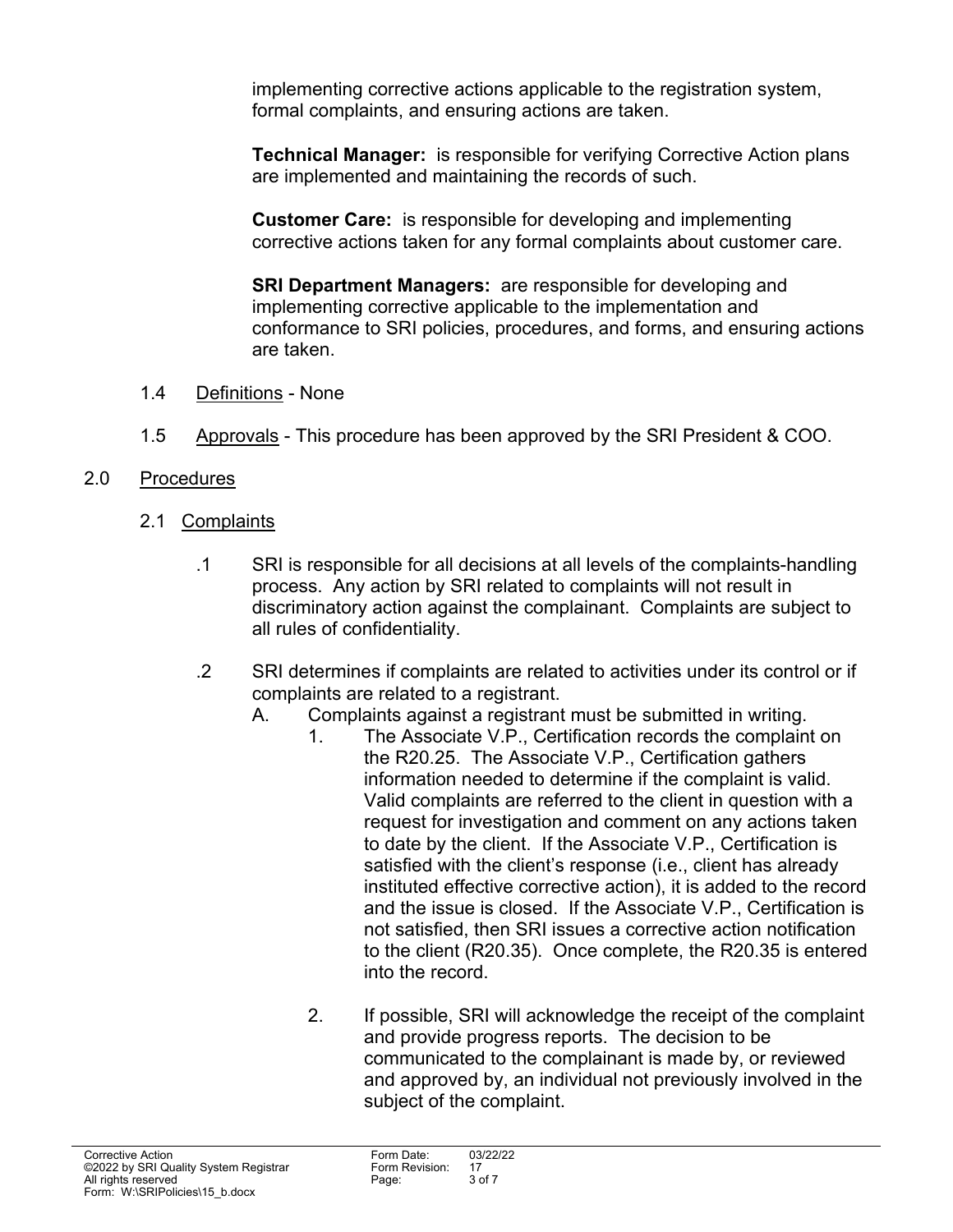implementing corrective actions applicable to the registration system, formal complaints, and ensuring actions are taken.

**Technical Manager:** is responsible for verifying Corrective Action plans are implemented and maintaining the records of such.

**Customer Care:** is responsible for developing and implementing corrective actions taken for any formal complaints about customer care.

**SRI Department Managers:** are responsible for developing and implementing corrective applicable to the implementation and conformance to SRI policies, procedures, and forms, and ensuring actions are taken.

1.4 Definitions - None

1.5 Approvals - This procedure has been approved by the SRI President & COO.

## 2.0 Procedures

### 2.1 Complaints

.1 SRI is responsible for all decisions at all levels of the complaints-handling process. Any action by SRI related to complaints will not result in discriminatory action against the complainant. Complaints are subject to all rules of confidentiality.

.2 SRI determines if complaints are related to activities under its control or if complaints are related to a registrant.

A. Complaints against a registrant must be submitted in writing.

1. The Associate V.P., Certification records the complaint on the R20.25. The Associate V.P., Certification gathers information needed to determine if the complaint is valid. Valid complaints are referred to the client in question with a request for investigation and comment on any actions taken to date by the client. If the Associate V.P., Certification is satisfied with the client's response (i.e., client has already instituted effective corrective action), it is added to the record and the issue is closed. If the Associate V.P., Certification is not satisfied, then SRI issues a corrective action notification to the client (R20.35). Once complete, the R20.35 is entered into the record.

2. If possible, SRI will acknowledge the receipt of the complaint and provide progress reports. The decision to be communicated to the complainant is made by, or reviewed and approved by, an individual not previously involved in the subject of the complaint.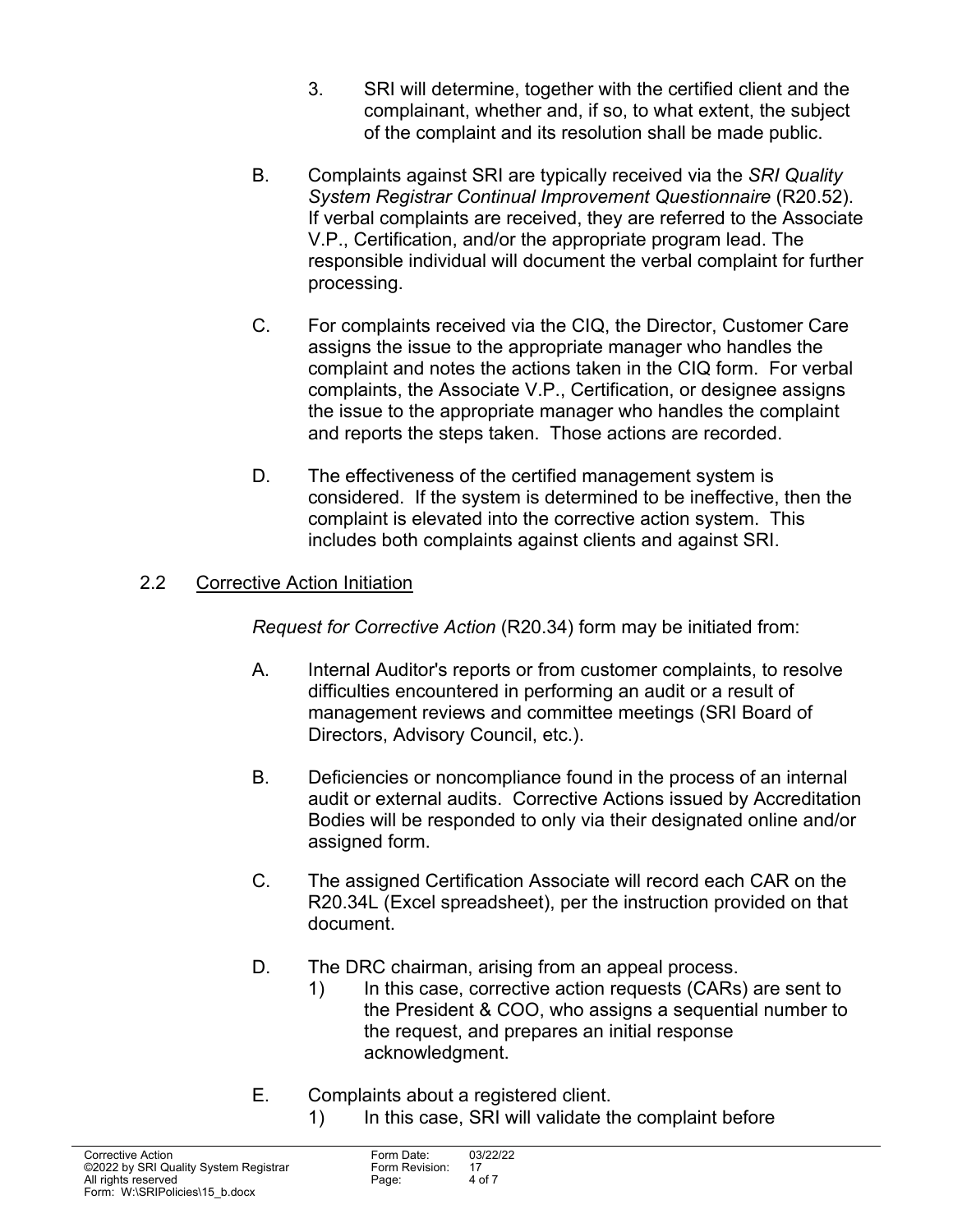3. SRI will determine, together with the certified client and the complainant, whether and, if so, to what extent, the subject of the complaint and its resolution shall be made public.

B. Complaints against SRI are typically received via the *SRI Quality System Registrar Continual Improvement Questionnaire* (R20.52). If verbal complaints are received, they are referred to the Associate V.P., Certification, and/or the appropriate program lead. The responsible individual will document the verbal complaint for further processing.

C. For complaints received via the CIQ, the Director, Customer Care assigns the issue to the appropriate manager who handles the complaint and notes the actions taken in the CIQ form. For verbal complaints, the Associate V.P., Certification, or designee assigns the issue to the appropriate manager who handles the complaint and reports the steps taken. Those actions are recorded.

D. The effectiveness of the certified management system is considered. If the system is determined to be ineffective, then the complaint is elevated into the corrective action system. This includes both complaints against clients and against SRI.

## 2.2 Corrective Action Initiation

*Request for Corrective Action* (R20.34) form may be initiated from:

A. Internal Auditor's reports or from customer complaints, to resolve difficulties encountered in performing an audit or a result of management reviews and committee meetings (SRI Board of Directors, Advisory Council, etc.).

B. Deficiencies or noncompliance found in the process of an internal audit or external audits. Corrective Actions issued by Accreditation Bodies will be responded to only via their designated online and/or assigned form.

C. The assigned Certification Associate will record each CAR on the R20.34L (Excel spreadsheet), per the instruction provided on that document.

D. The DRC chairman, arising from an appeal process.
   1) In this case, corrective action requests (CARs) are sent to the President & COO, who assigns a sequential number to the request, and prepares an initial response acknowledgment.

E. Complaints about a registered client.
   1) In this case, SRI will validate the complaint before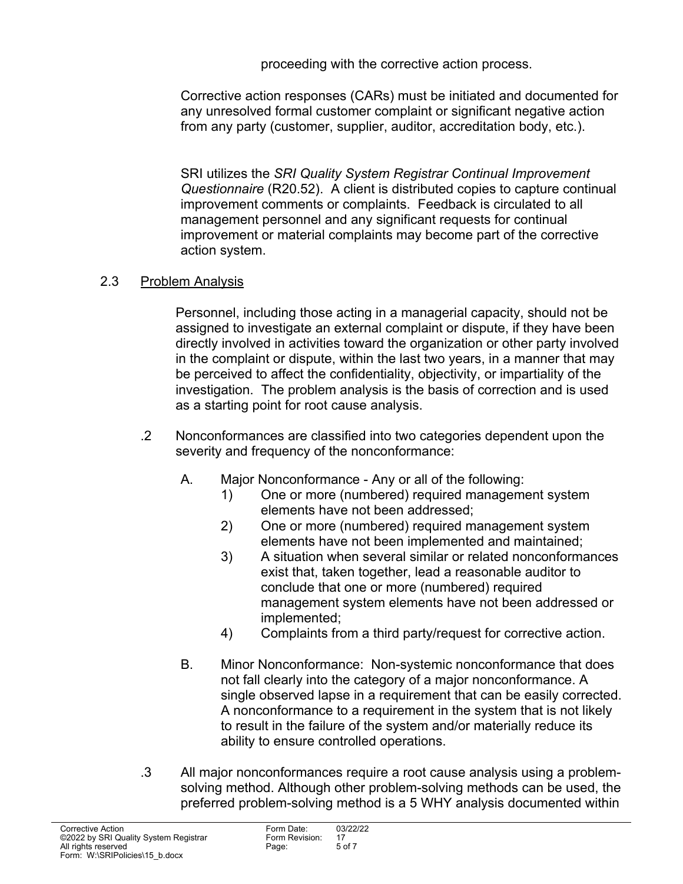proceeding with the corrective action process.

Corrective action responses (CARs) must be initiated and documented for any unresolved formal customer complaint or significant negative action from any party (customer, supplier, auditor, accreditation body, etc.).

SRI utilizes the *SRI Quality System Registrar Continual Improvement Questionnaire* (R20.52). A client is distributed copies to capture continual improvement comments or complaints. Feedback is circulated to all management personnel and any significant requests for continual improvement or material complaints may become part of the corrective action system.

2.3 Problem Analysis

Personnel, including those acting in a managerial capacity, should not be assigned to investigate an external complaint or dispute, if they have been directly involved in activities toward the organization or other party involved in the complaint or dispute, within the last two years, in a manner that may be perceived to affect the confidentiality, objectivity, or impartiality of the investigation. The problem analysis is the basis of correction and is used as a starting point for root cause analysis.

.2 Nonconformances are classified into two categories dependent upon the severity and frequency of the nonconformance:

A. Major Nonconformance - Any or all of the following:

1) One or more (numbered) required management system elements have not been addressed;
2) One or more (numbered) required management system elements have not been implemented and maintained;
3) A situation when several similar or related nonconformances exist that, taken together, lead a reasonable auditor to conclude that one or more (numbered) required management system elements have not been addressed or implemented;
4) Complaints from a third party/request for corrective action.

B. Minor Nonconformance: Non-systemic nonconformance that does not fall clearly into the category of a major nonconformance. A single observed lapse in a requirement that can be easily corrected. A nonconformance to a requirement in the system that is not likely to result in the failure of the system and/or materially reduce its ability to ensure controlled operations.

.3 All major nonconformances require a root cause analysis using a problem-solving method. Although other problem-solving methods can be used, the preferred problem-solving method is a 5 WHY analysis documented within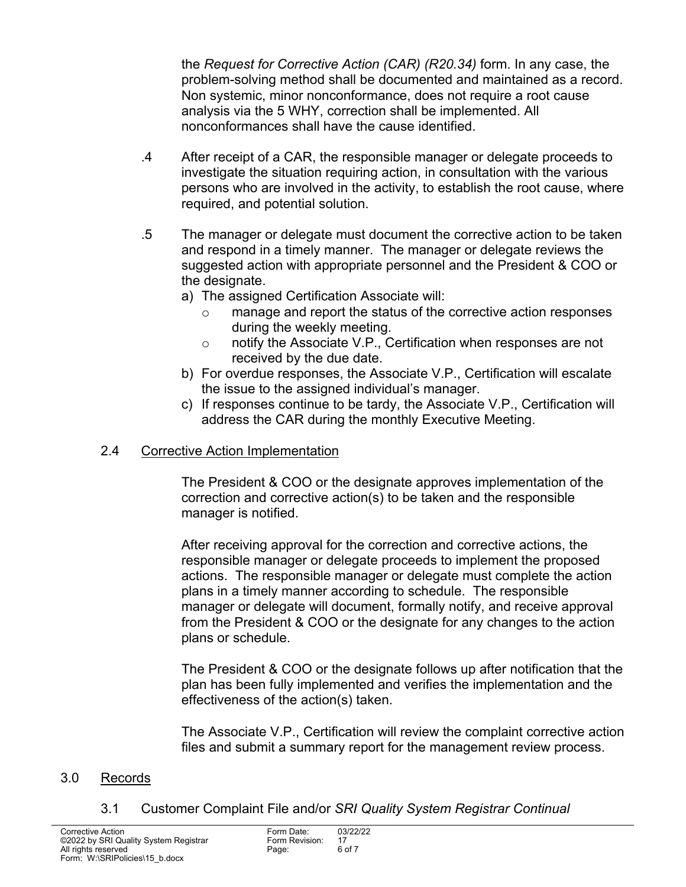the *Request for Corrective Action (CAR) (R20.34)* form. In any case, the problem-solving method shall be documented and maintained as a record. Non systemic, minor nonconformance, does not require a root cause analysis via the 5 WHY, correction shall be implemented. All nonconformances shall have the cause identified.

.4 After receipt of a CAR, the responsible manager or delegate proceeds to investigate the situation requiring action, in consultation with the various persons who are involved in the activity, to establish the root cause, where required, and potential solution.

.5 The manager or delegate must document the corrective action to be taken and respond in a timely manner. The manager or delegate reviews the suggested action with appropriate personnel and the President & COO or the designate.

a) The assigned Certification Associate will:
   - manage and report the status of the corrective action responses during the weekly meeting.
   - notify the Associate V.P., Certification when responses are not received by the due date.

b) For overdue responses, the Associate V.P., Certification will escalate the issue to the assigned individual's manager.

c) If responses continue to be tardy, the Associate V.P., Certification will address the CAR during the monthly Executive Meeting.

## 2.4 Corrective Action Implementation

The President & COO or the designate approves implementation of the correction and corrective action(s) to be taken and the responsible manager is notified.

After receiving approval for the correction and corrective actions, the responsible manager or delegate proceeds to implement the proposed actions. The responsible manager or delegate must complete the action plans in a timely manner according to schedule. The responsible manager or delegate will document, formally notify, and receive approval from the President & COO or the designate for any changes to the action plans or schedule.

The President & COO or the designate follows up after notification that the plan has been fully implemented and verifies the implementation and the effectiveness of the action(s) taken.

The Associate V.P., Certification will review the complaint corrective action files and submit a summary report for the management review process.

# 3.0 Records

3.1 Customer Complaint File and/or *SRI Quality System Registrar Continual*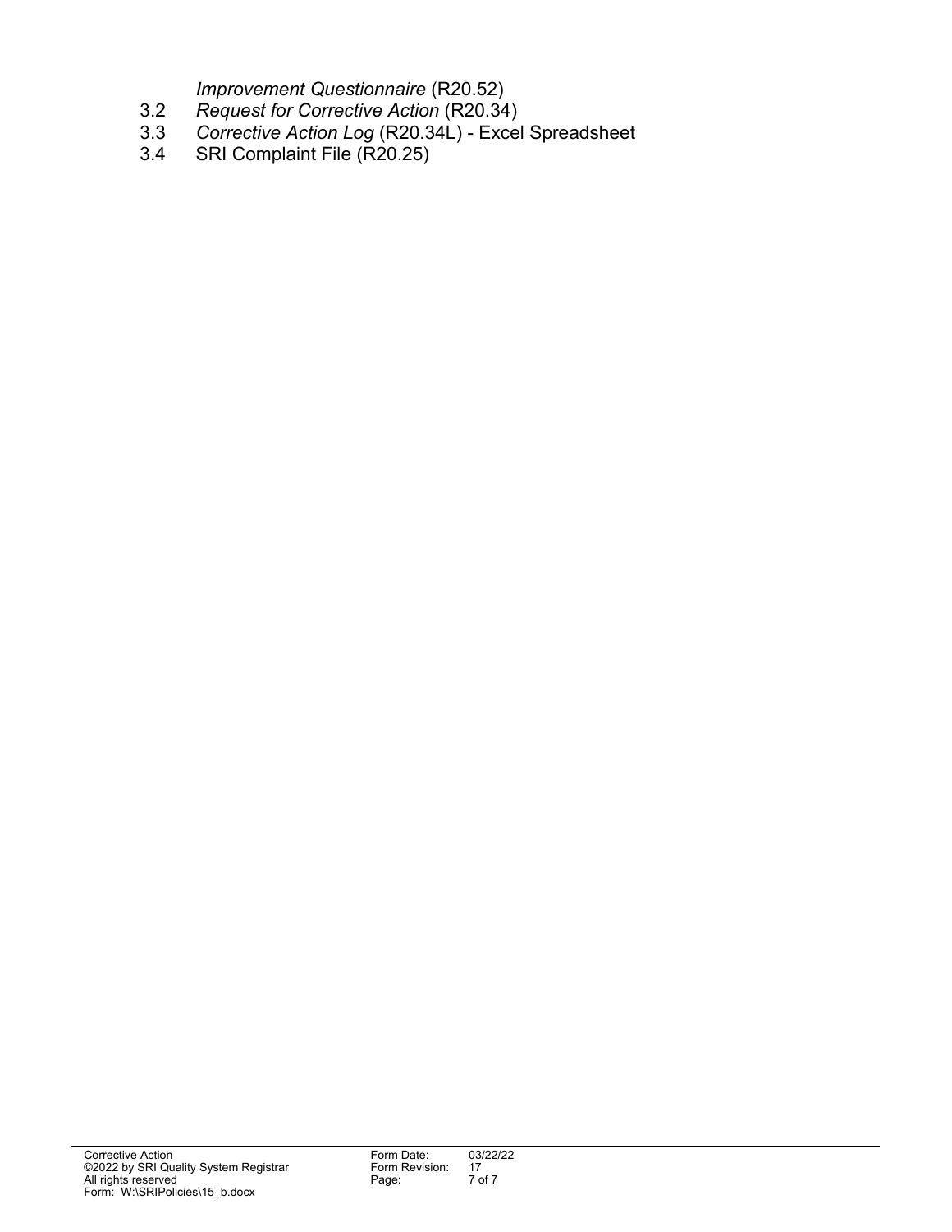*Improvement Questionnaire* (R20.52)

3.2 *Request for Corrective Action* (R20.34)

3.3 *Corrective Action Log* (R20.34L) - Excel Spreadsheet

3.4 SRI Complaint File (R20.25)